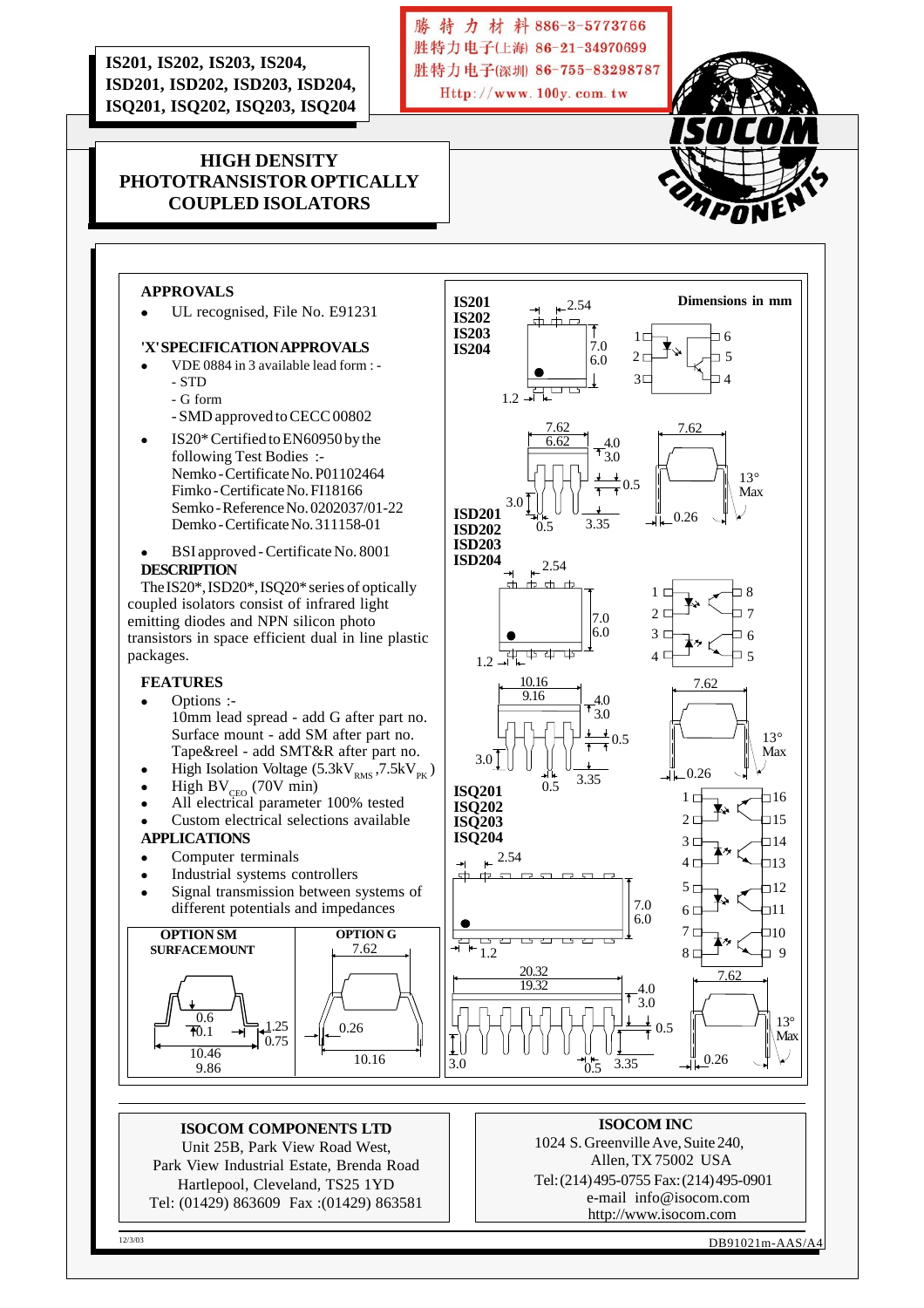**IS201, IS202, IS203, IS204, ISD201, ISD202, ISD203, ISD204, ISQ201, ISQ202, ISQ203, ISQ204**

勝特力材料 886-3-5773766
胜特力电子(上海) 86-21-34970699
胜特力电子(深圳) 86-755-83298787
Http://www.100y.com.tw

# HIGH DENSITY PHOTOTRANSISTOR OPTICALLY COUPLED ISOLATORS

## APPROVALS

- UL recognised, File No. E91231

### 'X' SPECIFICATION APPROVALS

- VDE 0884 in 3 available lead form : -
  - STD
  - G form
  - SMD approved to CECC 00802
- IS20* Certified to EN60950 by the following Test Bodies :-
  Nemko - Certificate No. P01102464
  Fimko - Certificate No. FI18166
  Semko - Reference No. 0202037/01-22
  Demko - Certificate No. 311158-01
- BSI approved - Certificate No. 8001

## DESCRIPTION

The IS20*, ISD20*, ISQ20* series of optically coupled isolators consist of infrared light emitting diodes and NPN silicon photo transistors in space efficient dual in line plastic packages.

## FEATURES

- Options :-
  10mm lead spread - add G after part no.
  Surface mount - add SM after part no.
  Tape&reel - add SMT&R after part no.
- High Isolation Voltage ($5.3kV_{RMS}$ ,$7.5kV_{PK}$ )
- High $BV_{CEO}$ (70V min)
- All electrical parameter 100% tested
- Custom electrical selections available

## APPLICATIONS

- Computer terminals
- Industrial systems controllers
- Signal transmission between systems of different potentials and impedances

**OPTION SM SURFACE MOUNT** — 0.6, 0.1, 1.25, 0.75, 10.46, 9.86

**OPTION G** — 7.62, 0.26, 10.16

**Dimensions in mm**

**IS201, IS202, IS203, IS204** — 2.54, 7.0, 6.0, 1.2, 7.62, 6.62, 4.0, 3.0, 0.5, 3.0, 0.5, 3.35, 7.62, 13° Max, 0.26

**ISD201, ISD202, ISD203, ISD204** — 2.54, 7.0, 6.0, 1.2, 10.16, 9.16, 4.0, 3.0, 0.5, 3.0, 0.5, 3.35, 7.62, 13° Max, 0.26

**ISQ201, ISQ202, ISQ203, ISQ204** — 2.54, 7.0, 6.0, 1.2, 20.32, 19.32, 4.0, 3.0, 0.5, 3.0, 0.5, 3.35, 7.62, 13° Max, 0.26

**ISOCOM COMPONENTS LTD**
Unit 25B, Park View Road West,
Park View Industrial Estate, Brenda Road
Hartlepool, Cleveland, TS25 1YD
Tel: (01429) 863609 Fax :(01429) 863581

**ISOCOM INC**
1024 S. Greenville Ave, Suite 240,
Allen, TX 75002 USA
Tel: (214) 495-0755 Fax: (214) 495-0901
e-mail info@isocom.com
http://www.isocom.com

12/3/03

DB91021m-AAS/A4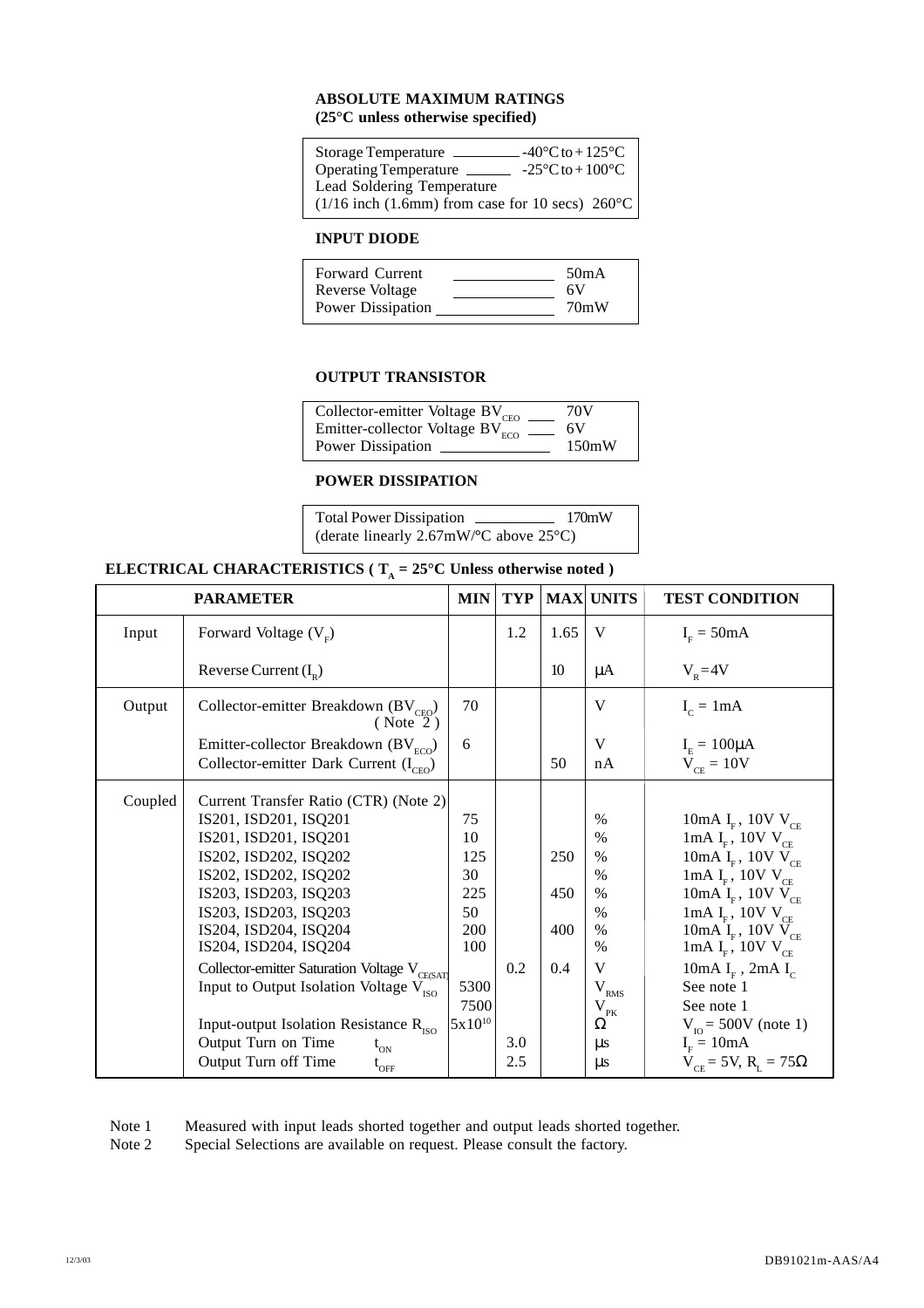## ABSOLUTE MAXIMUM RATINGS
**(25°C unless otherwise specified)**

| | |
|---|---|
| Storage Temperature | -40°C to + 125°C |
| Operating Temperature | -25°C to + 100°C |
| Lead Soldering Temperature (1/16 inch (1.6mm) from case for 10 secs) | 260°C |

### INPUT DIODE

| | |
|---|---|
| Forward Current | 50mA |
| Reverse Voltage | 6V |
| Power Dissipation | 70mW |

### OUTPUT TRANSISTOR

| | |
|---|---|
| Collector-emitter Voltage $BV_{CEO}$ | 70V |
| Emitter-collector Voltage $BV_{ECO}$ | 6V |
| Power Dissipation | 150mW |

### POWER DISSIPATION

| | |
|---|---|
| Total Power Dissipation | 170mW |
| (derate linearly 2.67mW/°C above 25°C) | |

## ELECTRICAL CHARACTERISTICS ( $T_A$ = 25°C Unless otherwise noted )

| PARAMETER | | MIN | TYP | MAX | UNITS | TEST CONDITION |
|---|---|---|---|---|---|---|
| Input | Forward Voltage ($V_F$) | | 1.2 | 1.65 | V | $I_F$ = 50mA |
| | Reverse Current ($I_R$) | | | 10 | μA | $V_R$ = 4V |
| Output | Collector-emitter Breakdown ($BV_{CEO}$) ( Note 2 ) | 70 | | | V | $I_C$ = 1mA |
| | Emitter-collector Breakdown ($BV_{ECO}$) | 6 | | | V | $I_E$ = 100μA |
| | Collector-emitter Dark Current ($I_{CEO}$) | | | 50 | nA | $V_{CE}$ = 10V |
| Coupled | Current Transfer Ratio (CTR) (Note 2) | | | | | |
| | IS201, ISD201, ISQ201 | 75 | | | % | 10mA $I_F$ , 10V $V_{CE}$ |
| | IS201, ISD201, ISQ201 | 10 | | | % | 1mA $I_F$ , 10V $V_{CE}$ |
| | IS202, ISD202, ISQ202 | 125 | | 250 | % | 10mA $I_F$ , 10V $V_{CE}$ |
| | IS202, ISD202, ISQ202 | 30 | | | % | 1mA $I_F$ , 10V $V_{CE}$ |
| | IS203, ISD203, ISQ203 | 225 | | 450 | % | 10mA $I_F$ , 10V $V_{CE}$ |
| | IS203, ISD203, ISQ203 | 50 | | | % | 1mA $I_F$ , 10V $V_{CE}$ |
| | IS204, ISD204, ISQ204 | 200 | | 400 | % | 10mA $I_F$ , 10V $V_{CE}$ |
| | IS204, ISD204, ISQ204 | 100 | | | % | 1mA $I_F$ , 10V $V_{CE}$ |
| | Collector-emitter Saturation Voltage $V_{CE(SAT)}$ | | 0.2 | 0.4 | V | 10mA $I_F$ , 2mA $I_C$ |
| | Input to Output Isolation Voltage $V_{ISO}$ | 5300 | | | $V_{RMS}$ | See note 1 |
| | | 7500 | | | $V_{PK}$ | See note 1 |
| | Input-output Isolation Resistance $R_{ISO}$ | $5\times10^{10}$ | | | Ω | $V_{IO}$ = 500V (note 1) |
| | Output Turn on Time $t_{ON}$ | | 3.0 | | μs | $I_F$ = 10mA |
| | Output Turn off Time $t_{OFF}$ | | 2.5 | | μs | $V_{CE}$ = 5V, $R_L$ = 75Ω |

Note 1 Measured with input leads shorted together and output leads shorted together.
Note 2 Special Selections are available on request. Please consult the factory.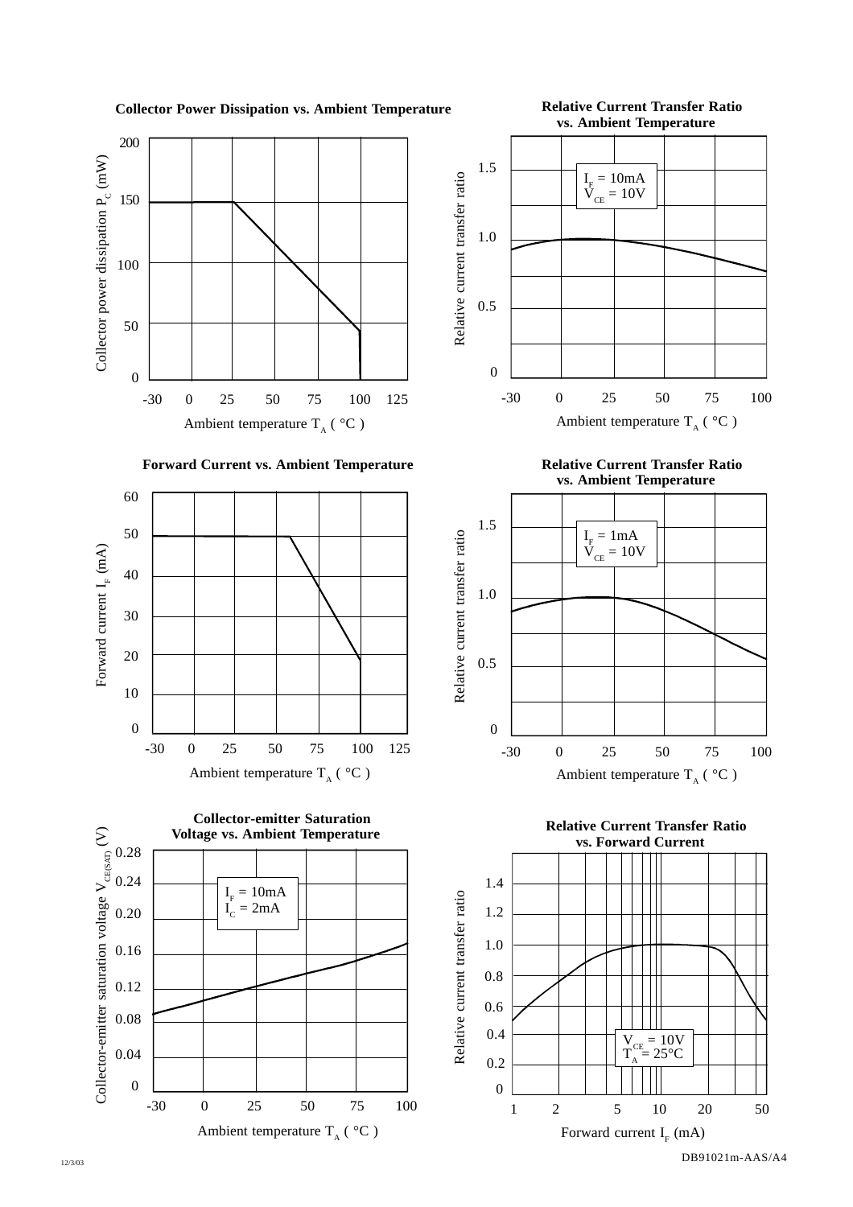**Collector Power Dissipation vs. Ambient Temperature**

Collector power dissipation $P_C$ (mW)

200
150
100
50
0

-30 0 25 50 75 100 125

Ambient temperature $T_A$ ( °C )

**Relative Current Transfer Ratio vs. Ambient Temperature**

$I_F$ = 10mA
$V_{CE}$ = 10V

Relative current transfer ratio

1.5
1.0
0.5
0

-30 0 25 50 75 100

Ambient temperature $T_A$ ( °C )

**Forward Current vs. Ambient Temperature**

Forward current $I_F$ (mA)

60
50
40
30
20
10
0

-30 0 25 50 75 100 125

Ambient temperature $T_A$ ( °C )

**Relative Current Transfer Ratio vs. Ambient Temperature**

$I_F$ = 1mA
$V_{CE}$ = 10V

Relative current transfer ratio

1.5
1.0
0.5
0

-30 0 25 50 75 100

Ambient temperature $T_A$ ( °C )

**Collector-emitter Saturation Voltage vs. Ambient Temperature**

$I_F$ = 10mA
$I_C$ = 2mA

Collector-emitter saturation voltage $V_{CE(SAT)}$ (V)

0.28
0.24
0.20
0.16
0.12
0.08
0.04
0

-30 0 25 50 75 100

Ambient temperature $T_A$ ( °C )

**Relative Current Transfer Ratio vs. Forward Current**

$V_{CE}$ = 10V
$T_A$ = 25°C

Relative current transfer ratio

1.4
1.2
1.0
0.8
0.6
0.4
0.2
0

1 2 5 10 20 50

Forward current $I_F$ (mA)

12/3/03

DB91021m-AAS/A4